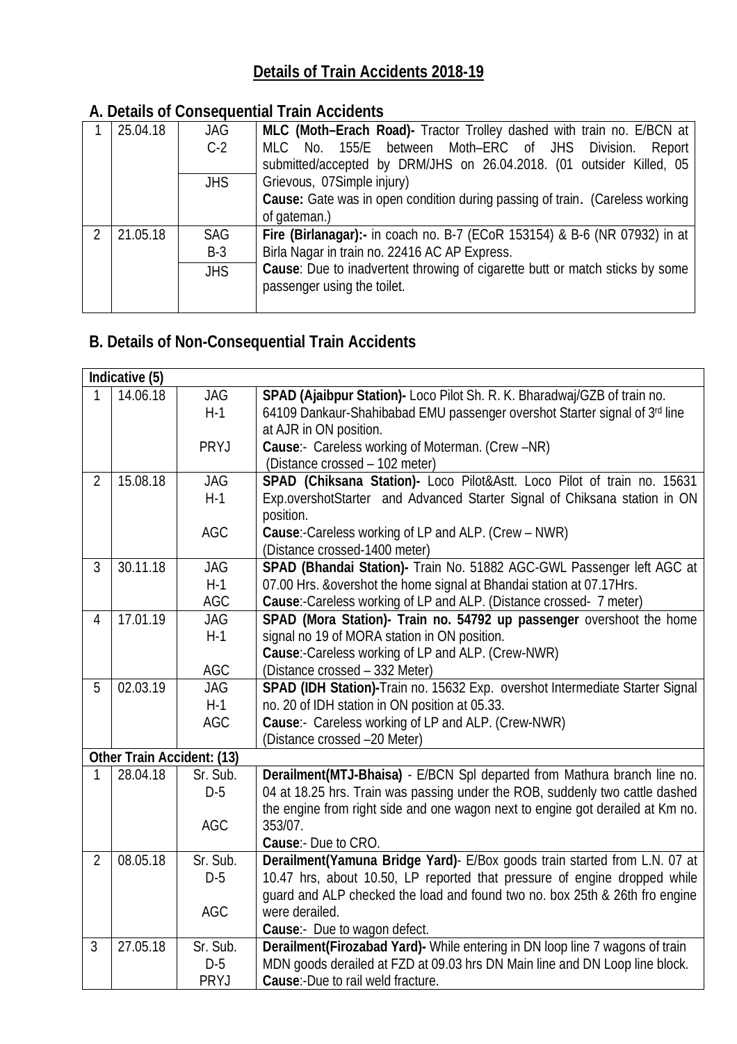# Details of Train Accidents 2018-19

## A. Details of Consequential Train Accidents

| | | | |
|---|---|---|---|
| 1 | 25.04.18 | JAG C-2 JHS | **MLC (Moth–Erach Road)-** Tractor Trolley dashed with train no. E/BCN at MLC No. 155/E between Moth–ERC of JHS Division. Report submitted/accepted by DRM/JHS on 26.04.2018. (01 outsider Killed, 05 Grievous, 07Simple injury)<br>**Cause:** Gate was in open condition during passing of train. (Careless working of gateman.) |
| 2 | 21.05.18 | SAG B-3 JHS | **Fire (Birlanagar):-** in coach no. B-7 (ECoR 153154) & B-6 (NR 07932) in at Birla Nagar in train no. 22416 AC AP Express.<br>**Cause**: Due to inadvertent throwing of cigarette butt or match sticks by some passenger using the toilet. |

## B. Details of Non-Consequential Train Accidents

| | | | |
|---|---|---|---|
| **Indicative (5)** | | | |
| 1 | 14.06.18 | JAG H-1 PRYJ | **SPAD (Ajaibpur Station)-** Loco Pilot Sh. R. K. Bharadwaj/GZB of train no. 64109 Dankaur-Shahibabad EMU passenger overshot Starter signal of 3rd line at AJR in ON position.<br>**Cause**:- Careless working of Moterman. (Crew –NR)<br>(Distance crossed – 102 meter) |
| 2 | 15.08.18 | JAG H-1 AGC | **SPAD (Chiksana Station)-** Loco Pilot&Astt. Loco Pilot of train no. 15631 Exp.overshotStarter and Advanced Starter Signal of Chiksana station in ON position.<br>**Cause**:-Careless working of LP and ALP. (Crew – NWR)<br>(Distance crossed-1400 meter) |
| 3 | 30.11.18 | JAG H-1 AGC | **SPAD (Bhandai Station)-** Train No. 51882 AGC-GWL Passenger left AGC at 07.00 Hrs. &overshot the home signal at Bhandai station at 07.17Hrs.<br>**Cause**:-Careless working of LP and ALP. (Distance crossed- 7 meter) |
| 4 | 17.01.19 | JAG H-1 AGC | **SPAD (Mora Station)- Train no. 54792 up passenger** overshoot the home signal no 19 of MORA station in ON position.<br>**Cause**:-Careless working of LP and ALP. (Crew-NWR)<br>(Distance crossed – 332 Meter) |
| 5 | 02.03.19 | JAG H-1 AGC | **SPAD (IDH Station)-**Train no. 15632 Exp. overshot Intermediate Starter Signal no. 20 of IDH station in ON position at 05.33.<br>**Cause**:- Careless working of LP and ALP. (Crew-NWR)<br>(Distance crossed –20 Meter) |
| **Other Train Accident: (13)** | | | |
| 1 | 28.04.18 | Sr. Sub. D-5 AGC | **Derailment(MTJ-Bhaisa)** - E/BCN Spl departed from Mathura branch line no. 04 at 18.25 hrs. Train was passing under the ROB, suddenly two cattle dashed the engine from right side and one wagon next to engine got derailed at Km no. 353/07.<br>**Cause**:- Due to CRO. |
| 2 | 08.05.18 | Sr. Sub. D-5 AGC | **Derailment(Yamuna Bridge Yard)**- E/Box goods train started from L.N. 07 at 10.47 hrs, about 10.50, LP reported that pressure of engine dropped while guard and ALP checked the load and found two no. box 25th & 26th fro engine were derailed.<br>**Cause**:- Due to wagon defect. |
| 3 | 27.05.18 | Sr. Sub. D-5 PRYJ | **Derailment(Firozabad Yard)-** While entering in DN loop line 7 wagons of train MDN goods derailed at FZD at 09.03 hrs DN Main line and DN Loop line block.<br>**Cause**:-Due to rail weld fracture. |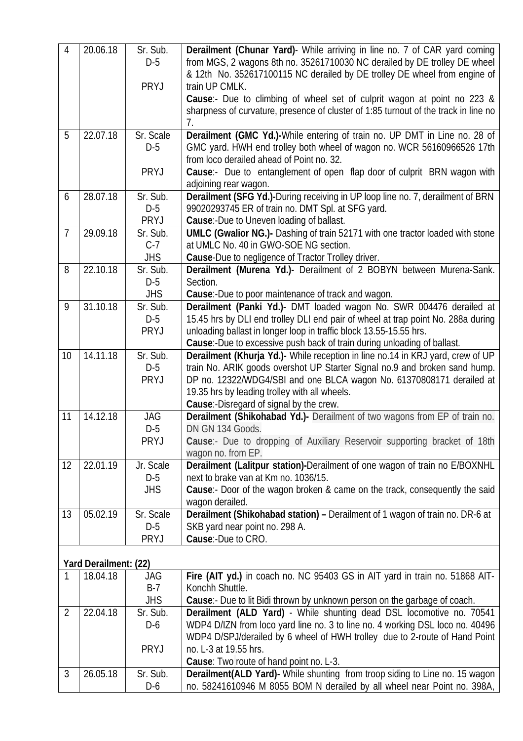| 4 | 20.06.18 | Sr. Sub. D-5 PRYJ | **Derailment (Chunar Yard)**- While arriving in line no. 7 of CAR yard coming from MGS, 2 wagons 8th no. 35261710030 NC derailed by DE trolley DE wheel & 12th No. 352617100115 NC derailed by DE trolley DE wheel from engine of train UP CMLK. **Cause**:- Due to climbing of wheel set of culprit wagon at point no 223 & sharpness of curvature, presence of cluster of 1:85 turnout of the track in line no 7. |
|---|---|---|---|
| 5 | 22.07.18 | Sr. Scale D-5 PRYJ | **Derailment (GMC Yd.)**-While entering of train no. UP DMT in Line no. 28 of GMC yard. HWH end trolley both wheel of wagon no. WCR 56160966526 17th from loco derailed ahead of Point no. 32. **Cause**:- Due to entanglement of open flap door of culprit BRN wagon with adjoining rear wagon. |
| 6 | 28.07.18 | Sr. Sub. D-5 PRYJ | **Derailment (SFG Yd.)**-During receiving in UP loop line no. 7, derailment of BRN 99020293745 ER of train no. DMT Spl. at SFG yard. **Cause**:-Due to Uneven loading of ballast. |
| 7 | 29.09.18 | Sr. Sub. C-7 JHS | **UMLC (Gwalior NG.)**- Dashing of train 52171 with one tractor loaded with stone at UMLC No. 40 in GWO-SOE NG section. **Cause**-Due to negligence of Tractor Trolley driver. |
| 8 | 22.10.18 | Sr. Sub. D-5 JHS | **Derailment (Murena Yd.)**- Derailment of 2 BOBYN between Murena-Sank. Section. **Cause**:-Due to poor maintenance of track and wagon. |
| 9 | 31.10.18 | Sr. Sub. D-5 PRYJ | **Derailment (Panki Yd.)**- DMT loaded wagon No. SWR 004476 derailed at 15.45 hrs by DLI end trolley DLI end pair of wheel at trap point No. 288a during unloading ballast in longer loop in traffic block 13.55-15.55 hrs. **Cause**:-Due to excessive push back of train during unloading of ballast. |
| 10 | 14.11.18 | Sr. Sub. D-5 PRYJ | **Derailment (Khurja Yd.)**- While reception in line no.14 in KRJ yard, crew of UP train No. ARIK goods overshot UP Starter Signal no.9 and broken sand hump. DP no. 12322/WDG4/SBI and one BLCA wagon No. 61370808171 derailed at 19.35 hrs by leading trolley with all wheels. **Cause**:-Disregard of signal by the crew. |
| 11 | 14.12.18 | JAG D-5 PRYJ | **Derailment (Shikohabad Yd.)**- Derailment of two wagons from EP of train no. DN GN 134 Goods. **Cause**:- Due to dropping of Auxiliary Reservoir supporting bracket of 18th wagon no. from EP. |
| 12 | 22.01.19 | Jr. Scale D-5 JHS | **Derailment (Lalitpur station)**-Derailment of one wagon of train no E/BOXNHL next to brake van at Km no. 1036/15. **Cause**:- Door of the wagon broken & came on the track, consequently the said wagon derailed. |
| 13 | 05.02.19 | Sr. Scale D-5 PRYJ | **Derailment (Shikohabad station) –** Derailment of 1 wagon of train no. DR-6 at SKB yard near point no. 298 A. **Cause**:-Due to CRO. |

**Yard Derailment: (22)**

| 1 | 18.04.18 | JAG B-7 JHS | **Fire (AIT yd.)** in coach no. NC 95403 GS in AIT yard in train no. 51868 AIT-Konchh Shuttle. **Cause**:- Due to lit Bidi thrown by unknown person on the garbage of coach. |
|---|---|---|---|
| 2 | 22.04.18 | Sr. Sub. D-6 PRYJ | **Derailment (ALD Yard)** - While shunting dead DSL locomotive no. 70541 WDP4 D/IZN from loco yard line no. 3 to line no. 4 working DSL loco no. 40496 WDP4 D/SPJ/derailed by 6 wheel of HWH trolley due to 2-route of Hand Point no. L-3 at 19.55 hrs. **Cause**: Two route of hand point no. L-3. |
| 3 | 26.05.18 | Sr. Sub. D-6 | **Derailment(ALD Yard)-** While shunting from troop siding to Line no. 15 wagon no. 58241610946 M 8055 BOM N derailed by all wheel near Point no. 398A, |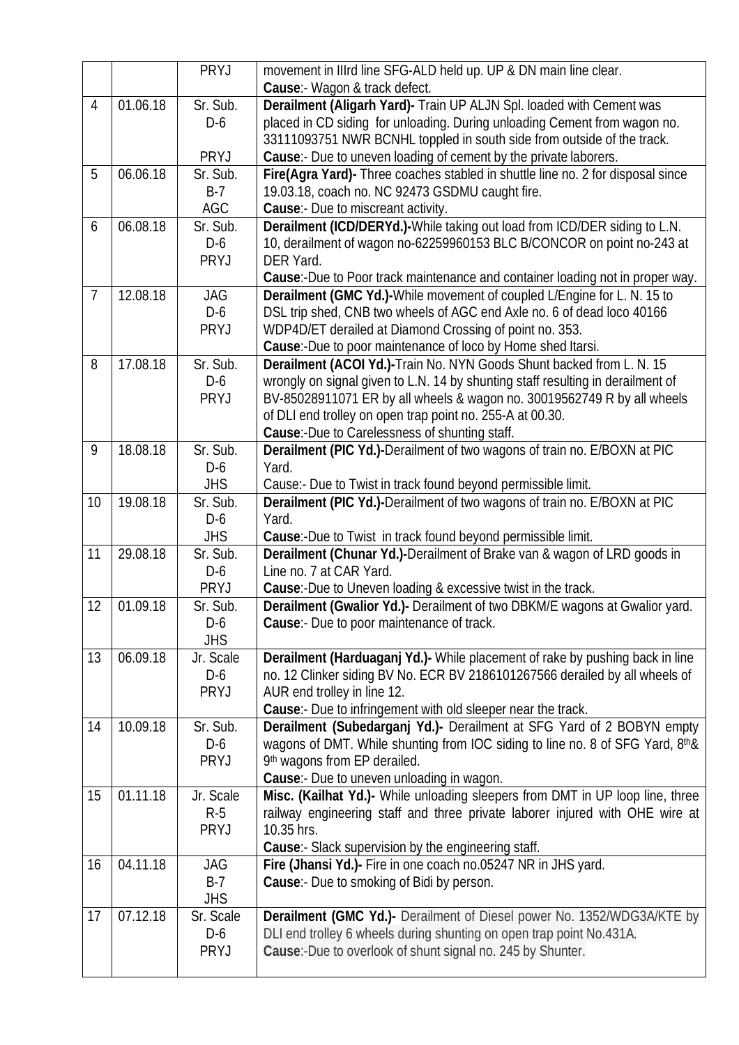|  |  |  |  |
|---|---|---|---|
|  |  | PRYJ | movement in IIIrd line SFG-ALD held up. UP & DN main line clear.<br>**Cause**:- Wagon & track defect. |
| 4 | 01.06.18 | Sr. Sub.<br>D-6<br>PRYJ | **Derailment (Aligarh Yard)-** Train UP ALJN Spl. loaded with Cement was placed in CD siding for unloading. During unloading Cement from wagon no. 33111093751 NWR BCNHL toppled in south side from outside of the track.<br>**Cause**:- Due to uneven loading of cement by the private laborers. |
| 5 | 06.06.18 | Sr. Sub.<br>B-7<br>AGC | **Fire(Agra Yard)-** Three coaches stabled in shuttle line no. 2 for disposal since 19.03.18, coach no. NC 92473 GSDMU caught fire.<br>**Cause**:- Due to miscreant activity. |
| 6 | 06.08.18 | Sr. Sub.<br>D-6<br>PRYJ | **Derailment (ICD/DERYd.)-**While taking out load from ICD/DER siding to L.N. 10, derailment of wagon no-62259960153 BLC B/CONCOR on point no-243 at DER Yard.<br>**Cause**:-Due to Poor track maintenance and container loading not in proper way. |
| 7 | 12.08.18 | JAG<br>D-6<br>PRYJ | **Derailment (GMC Yd.)-**While movement of coupled L/Engine for L. N. 15 to DSL trip shed, CNB two wheels of AGC end Axle no. 6 of dead loco 40166 WDP4D/ET derailed at Diamond Crossing of point no. 353.<br>**Cause**:-Due to poor maintenance of loco by Home shed Itarsi. |
| 8 | 17.08.18 | Sr. Sub.<br>D-6<br>PRYJ | **Derailment (ACOI Yd.)-**Train No. NYN Goods Shunt backed from L. N. 15 wrongly on signal given to L.N. 14 by shunting staff resulting in derailment of BV-85028911071 ER by all wheels & wagon no. 30019562749 R by all wheels of DLI end trolley on open trap point no. 255-A at 00.30.<br>**Cause**:-Due to Carelessness of shunting staff. |
| 9 | 18.08.18 | Sr. Sub.<br>D-6<br>JHS | **Derailment (PIC Yd.)-**Derailment of two wagons of train no. E/BOXN at PIC Yard.<br>Cause:- Due to Twist in track found beyond permissible limit. |
| 10 | 19.08.18 | Sr. Sub.<br>D-6<br>JHS | **Derailment (PIC Yd.)-**Derailment of two wagons of train no. E/BOXN at PIC Yard.<br>**Cause**:-Due to Twist in track found beyond permissible limit. |
| 11 | 29.08.18 | Sr. Sub.<br>D-6<br>PRYJ | **Derailment (Chunar Yd.)-**Derailment of Brake van & wagon of LRD goods in Line no. 7 at CAR Yard.<br>**Cause**:-Due to Uneven loading & excessive twist in the track. |
| 12 | 01.09.18 | Sr. Sub.<br>D-6<br>JHS | **Derailment (Gwalior Yd.)-** Derailment of two DBKM/E wagons at Gwalior yard.<br>**Cause**:- Due to poor maintenance of track. |
| 13 | 06.09.18 | Jr. Scale<br>D-6<br>PRYJ | **Derailment (Harduaganj Yd.)-** While placement of rake by pushing back in line no. 12 Clinker siding BV No. ECR BV 2186101267566 derailed by all wheels of AUR end trolley in line 12.<br>**Cause**:- Due to infringement with old sleeper near the track. |
| 14 | 10.09.18 | Sr. Sub.<br>D-6<br>PRYJ | **Derailment (Subedarganj Yd.)-** Derailment at SFG Yard of 2 BOBYN empty wagons of DMT. While shunting from IOC siding to line no. 8 of SFG Yard, 8th& 9th wagons from EP derailed.<br>**Cause**:- Due to uneven unloading in wagon. |
| 15 | 01.11.18 | Jr. Scale<br>R-5<br>PRYJ | **Misc. (Kailhat Yd.)-** While unloading sleepers from DMT in UP loop line, three railway engineering staff and three private laborer injured with OHE wire at 10.35 hrs.<br>**Cause**:- Slack supervision by the engineering staff. |
| 16 | 04.11.18 | JAG<br>B-7<br>JHS | **Fire (Jhansi Yd.)-** Fire in one coach no.05247 NR in JHS yard.<br>**Cause**:- Due to smoking of Bidi by person. |
| 17 | 07.12.18 | Sr. Scale<br>D-6<br>PRYJ | **Derailment (GMC Yd.)-** Derailment of Diesel power No. 1352/WDG3A/KTE by DLI end trolley 6 wheels during shunting on open trap point No.431A.<br>**Cause**:-Due to overlook of shunt signal no. 245 by Shunter. |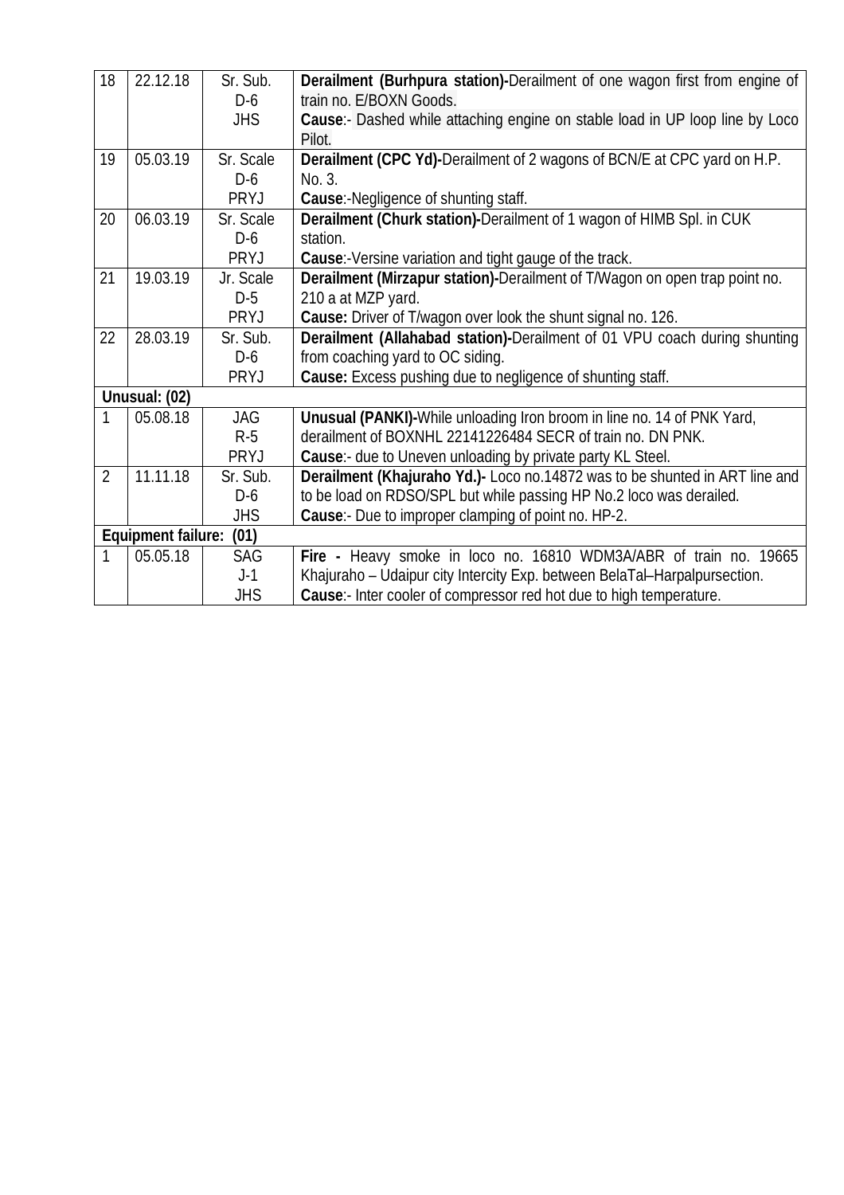| | | | |
|---|---|---|---|
| 18 | 22.12.18 | Sr. Sub. D-6 JHS | **Derailment (Burhpura station)-**Derailment of one wagon first from engine of train no. E/BOXN Goods.<br>**Cause**:- Dashed while attaching engine on stable load in UP loop line by Loco Pilot. |
| 19 | 05.03.19 | Sr. Scale D-6 PRYJ | **Derailment (CPC Yd)-**Derailment of 2 wagons of BCN/E at CPC yard on H.P. No. 3.<br>**Cause**:-Negligence of shunting staff. |
| 20 | 06.03.19 | Sr. Scale D-6 PRYJ | **Derailment (Churk station)-**Derailment of 1 wagon of HIMB Spl. in CUK station.<br>**Cause**:-Versine variation and tight gauge of the track. |
| 21 | 19.03.19 | Jr. Scale D-5 PRYJ | **Derailment (Mirzapur station)-**Derailment of T/Wagon on open trap point no. 210 a at MZP yard.<br>**Cause:** Driver of T/wagon over look the shunt signal no. 126. |
| 22 | 28.03.19 | Sr. Sub. D-6 PRYJ | **Derailment (Allahabad station)-**Derailment of 01 VPU coach during shunting from coaching yard to OC siding.<br>**Cause:** Excess pushing due to negligence of shunting staff. |
| **Unusual: (02)** | | | |
| 1 | 05.08.18 | JAG R-5 PRYJ | **Unusual (PANKI)-**While unloading Iron broom in line no. 14 of PNK Yard, derailment of BOXNHL 22141226484 SECR of train no. DN PNK.<br>**Cause**:- due to Uneven unloading by private party KL Steel. |
| 2 | 11.11.18 | Sr. Sub. D-6 JHS | **Derailment (Khajuraho Yd.)-** Loco no.14872 was to be shunted in ART line and to be load on RDSO/SPL but while passing HP No.2 loco was derailed.<br>**Cause**:- Due to improper clamping of point no. HP-2. |
| **Equipment failure: (01)** | | | |
| 1 | 05.05.18 | SAG J-1 JHS | **Fire -** Heavy smoke in loco no. 16810 WDM3A/ABR of train no. 19665 Khajuraho – Udaipur city Intercity Exp. between BelaTal–Harpalpursection.<br>**Cause**:- Inter cooler of compressor red hot due to high temperature. |